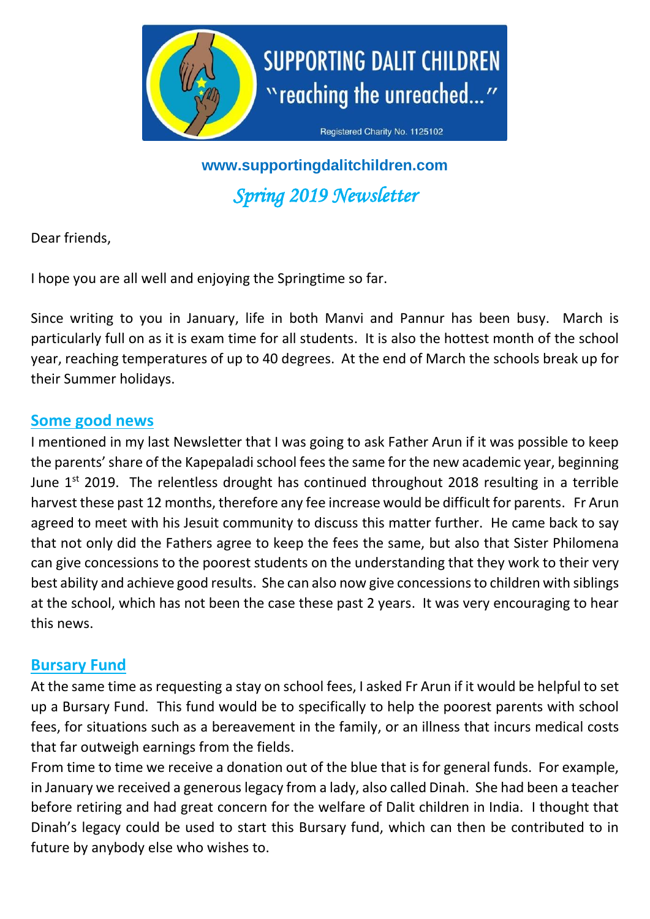# SUPPORTING DALIT CHILDREN

"reaching the unreached..."

Registered Charity No. 1125102

**www.supportingdalitchildren.com**

*Spring 2019 Newsletter*

Dear friends,

I hope you are all well and enjoying the Springtime so far.

Since writing to you in January, life in both Manvi and Pannur has been busy. March is particularly full on as it is exam time for all students. It is also the hottest month of the school year, reaching temperatures of up to 40 degrees. At the end of March the schools break up for their Summer holidays.

## Some good news

I mentioned in my last Newsletter that I was going to ask Father Arun if it was possible to keep the parents' share of the Kapepaladi school fees the same for the new academic year, beginning June 1st 2019. The relentless drought has continued throughout 2018 resulting in a terrible harvest these past 12 months, therefore any fee increase would be difficult for parents. Fr Arun agreed to meet with his Jesuit community to discuss this matter further. He came back to say that not only did the Fathers agree to keep the fees the same, but also that Sister Philomena can give concessions to the poorest students on the understanding that they work to their very best ability and achieve good results. She can also now give concessions to children with siblings at the school, which has not been the case these past 2 years. It was very encouraging to hear this news.

## Bursary Fund

At the same time as requesting a stay on school fees, I asked Fr Arun if it would be helpful to set up a Bursary Fund. This fund would be to specifically to help the poorest parents with school fees, for situations such as a bereavement in the family, or an illness that incurs medical costs that far outweigh earnings from the fields.

From time to time we receive a donation out of the blue that is for general funds. For example, in January we received a generous legacy from a lady, also called Dinah. She had been a teacher before retiring and had great concern for the welfare of Dalit children in India. I thought that Dinah's legacy could be used to start this Bursary fund, which can then be contributed to in future by anybody else who wishes to.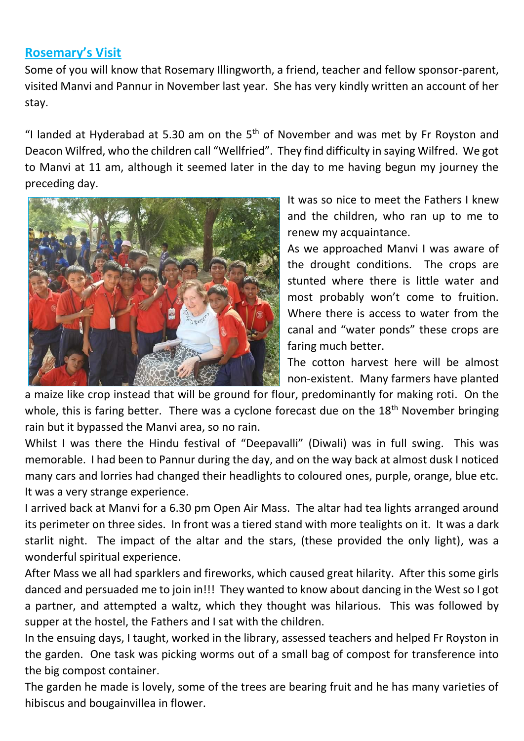## Rosemary's Visit

Some of you will know that Rosemary Illingworth, a friend, teacher and fellow sponsor-parent, visited Manvi and Pannur in November last year. She has very kindly written an account of her stay.

"I landed at Hyderabad at 5.30 am on the 5th of November and was met by Fr Royston and Deacon Wilfred, who the children call "Wellfried". They find difficulty in saying Wilfred. We got to Manvi at 11 am, although it seemed later in the day to me having begun my journey the preceding day.

It was so nice to meet the Fathers I knew and the children, who ran up to me to renew my acquaintance.

As we approached Manvi I was aware of the drought conditions. The crops are stunted where there is little water and most probably won't come to fruition. Where there is access to water from the canal and "water ponds" these crops are faring much better.

The cotton harvest here will be almost non-existent. Many farmers have planted a maize like crop instead that will be ground for flour, predominantly for making roti. On the whole, this is faring better. There was a cyclone forecast due on the 18th November bringing rain but it bypassed the Manvi area, so no rain.

Whilst I was there the Hindu festival of "Deepavalli" (Diwali) was in full swing. This was memorable. I had been to Pannur during the day, and on the way back at almost dusk I noticed many cars and lorries had changed their headlights to coloured ones, purple, orange, blue etc. It was a very strange experience.

I arrived back at Manvi for a 6.30 pm Open Air Mass. The altar had tea lights arranged around its perimeter on three sides. In front was a tiered stand with more tealights on it. It was a dark starlit night. The impact of the altar and the stars, (these provided the only light), was a wonderful spiritual experience.

After Mass we all had sparklers and fireworks, which caused great hilarity. After this some girls danced and persuaded me to join in!!! They wanted to know about dancing in the West so I got a partner, and attempted a waltz, which they thought was hilarious. This was followed by supper at the hostel, the Fathers and I sat with the children.

In the ensuing days, I taught, worked in the library, assessed teachers and helped Fr Royston in the garden. One task was picking worms out of a small bag of compost for transference into the big compost container.

The garden he made is lovely, some of the trees are bearing fruit and he has many varieties of hibiscus and bougainvillea in flower.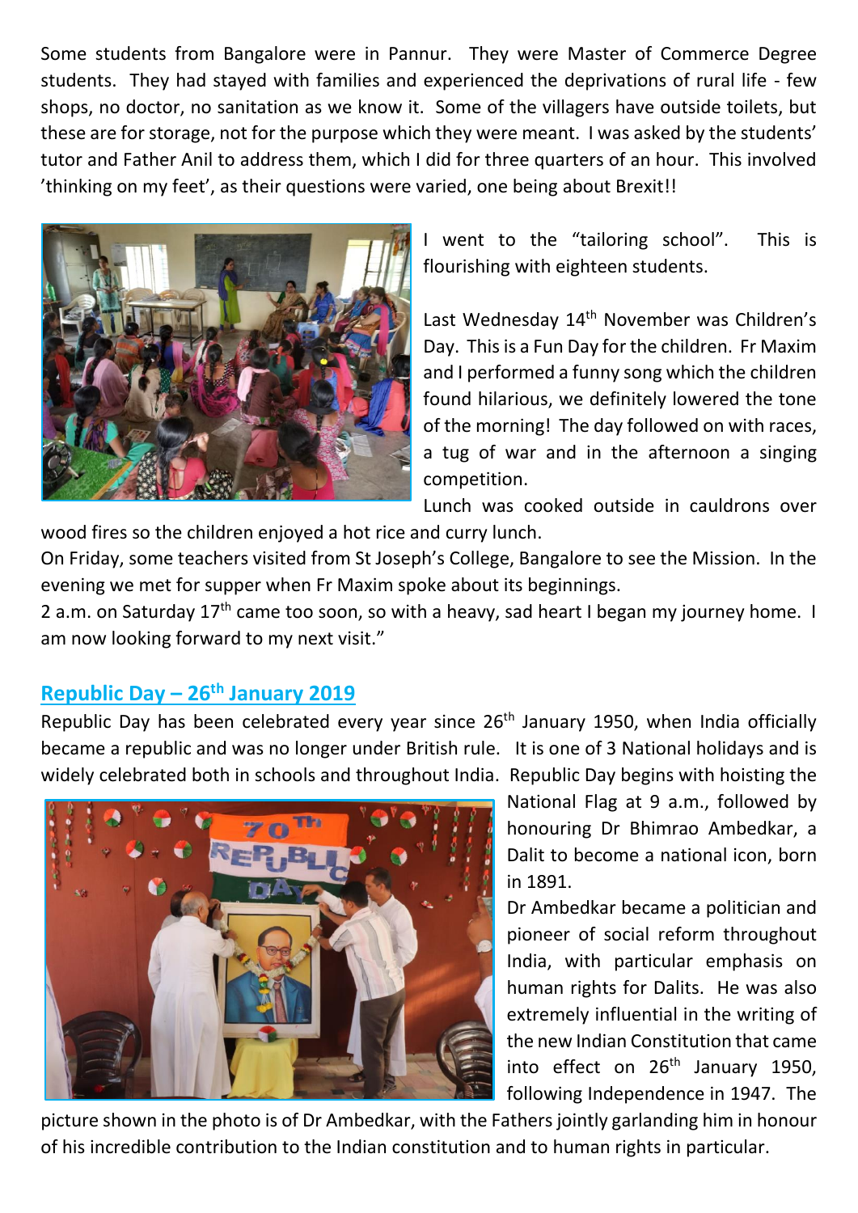Some students from Bangalore were in Pannur. They were Master of Commerce Degree students. They had stayed with families and experienced the deprivations of rural life - few shops, no doctor, no sanitation as we know it. Some of the villagers have outside toilets, but these are for storage, not for the purpose which they were meant. I was asked by the students' tutor and Father Anil to address them, which I did for three quarters of an hour. This involved 'thinking on my feet', as their questions were varied, one being about Brexit!!

I went to the "tailoring school". This is flourishing with eighteen students.

Last Wednesday 14th November was Children's Day. This is a Fun Day for the children. Fr Maxim and I performed a funny song which the children found hilarious, we definitely lowered the tone of the morning! The day followed on with races, a tug of war and in the afternoon a singing competition.

Lunch was cooked outside in cauldrons over wood fires so the children enjoyed a hot rice and curry lunch.

On Friday, some teachers visited from St Joseph's College, Bangalore to see the Mission. In the evening we met for supper when Fr Maxim spoke about its beginnings.

2 a.m. on Saturday 17th came too soon, so with a heavy, sad heart I began my journey home. I am now looking forward to my next visit."

## Republic Day – 26th January 2019

Republic Day has been celebrated every year since 26th January 1950, when India officially became a republic and was no longer under British rule. It is one of 3 National holidays and is widely celebrated both in schools and throughout India. Republic Day begins with hoisting the National Flag at 9 a.m., followed by honouring Dr Bhimrao Ambedkar, a Dalit to become a national icon, born in 1891.

Dr Ambedkar became a politician and pioneer of social reform throughout India, with particular emphasis on human rights for Dalits. He was also extremely influential in the writing of the new Indian Constitution that came into effect on 26th January 1950, following Independence in 1947. The picture shown in the photo is of Dr Ambedkar, with the Fathers jointly garlanding him in honour of his incredible contribution to the Indian constitution and to human rights in particular.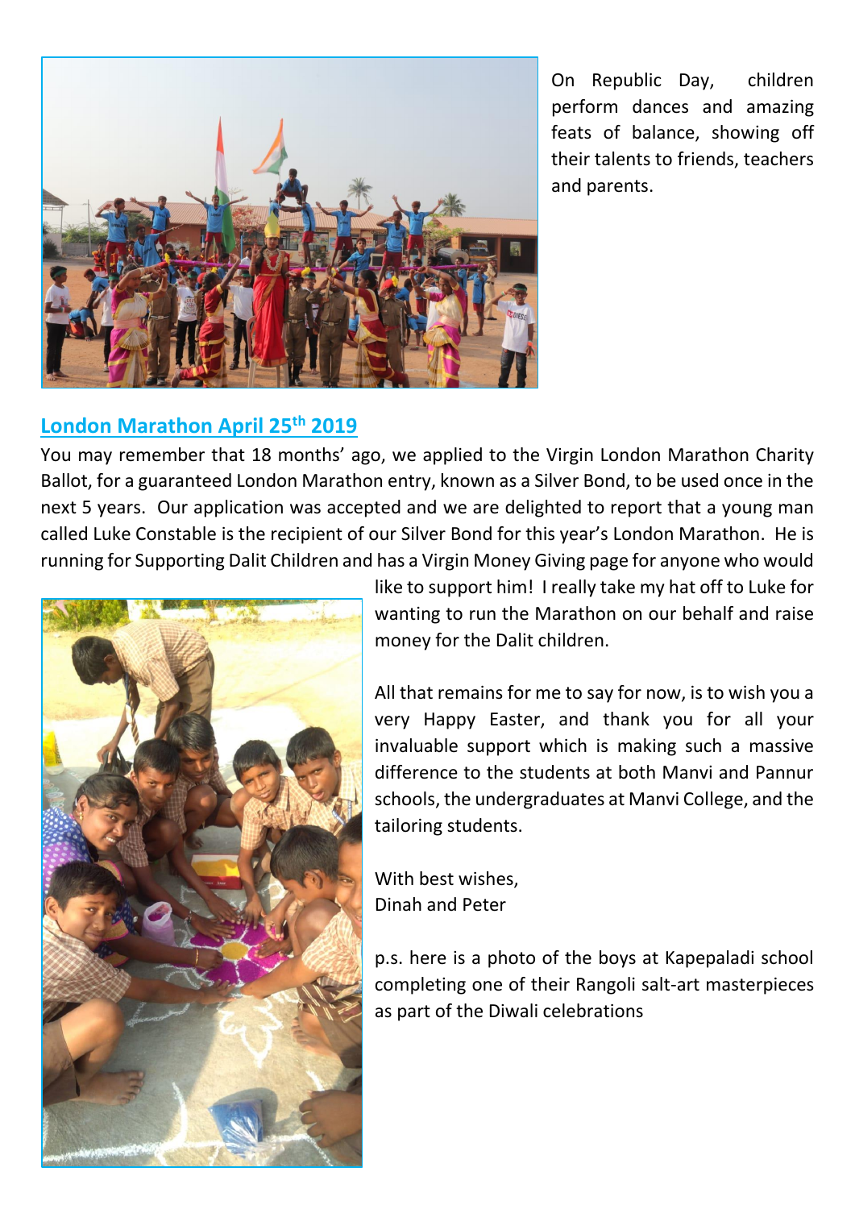On Republic Day, children perform dances and amazing feats of balance, showing off their talents to friends, teachers and parents.

## London Marathon April 25th 2019

You may remember that 18 months' ago, we applied to the Virgin London Marathon Charity Ballot, for a guaranteed London Marathon entry, known as a Silver Bond, to be used once in the next 5 years. Our application was accepted and we are delighted to report that a young man called Luke Constable is the recipient of our Silver Bond for this year's London Marathon. He is running for Supporting Dalit Children and has a Virgin Money Giving page for anyone who would like to support him! I really take my hat off to Luke for wanting to run the Marathon on our behalf and raise money for the Dalit children.

All that remains for me to say for now, is to wish you a very Happy Easter, and thank you for all your invaluable support which is making such a massive difference to the students at both Manvi and Pannur schools, the undergraduates at Manvi College, and the tailoring students.

With best wishes,
Dinah and Peter

p.s. here is a photo of the boys at Kapepaladi school completing one of their Rangoli salt-art masterpieces as part of the Diwali celebrations